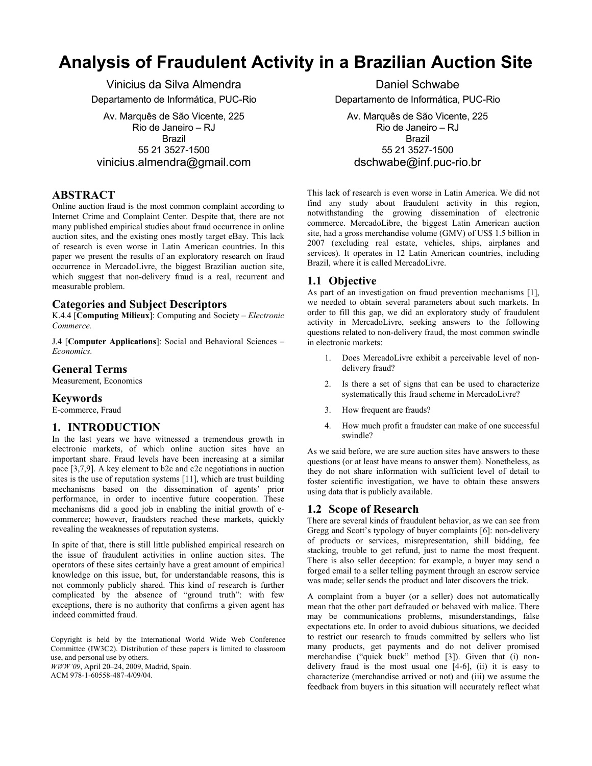# Analysis of Fraudulent Activity in a Brazilian Auction Site

Vinicius da Silva Almendra
Departamento de Informática, PUC-Rio
Av. Marquês de São Vicente, 225
Rio de Janeiro – RJ
Brazil
55 21 3527-1500
vinicius.almendra@gmail.com

Daniel Schwabe
Departamento de Informática, PUC-Rio
Av. Marquês de São Vicente, 225
Rio de Janeiro – RJ
Brazil
55 21 3527-1500
dschwabe@inf.puc-rio.br

## ABSTRACT

Online auction fraud is the most common complaint according to Internet Crime and Complaint Center. Despite that, there are not many published empirical studies about fraud occurrence in online auction sites, and the existing ones mostly target eBay. This lack of research is even worse in Latin American countries. In this paper we present the results of an exploratory research on fraud occurrence in MercadoLivre, the biggest Brazilian auction site, which suggest that non-delivery fraud is a real, recurrent and measurable problem.

### Categories and Subject Descriptors

K.4.4 [**Computing Milieux**]: Computing and Society – *Electronic Commerce.*

J.4 [**Computer Applications**]: Social and Behavioral Sciences – *Economics.*

### General Terms

Measurement, Economics

### Keywords

E-commerce, Fraud

## 1. INTRODUCTION

In the last years we have witnessed a tremendous growth in electronic markets, of which online auction sites have an important share. Fraud levels have been increasing at a similar pace [3,7,9]. A key element to b2c and c2c negotiations in auction sites is the use of reputation systems [11], which are trust building mechanisms based on the dissemination of agents' prior performance, in order to incentive future cooperation. These mechanisms did a good job in enabling the initial growth of e-commerce; however, fraudsters reached these markets, quickly revealing the weaknesses of reputation systems.

In spite of that, there is still little published empirical research on the issue of fraudulent activities in online auction sites. The operators of these sites certainly have a great amount of empirical knowledge on this issue, but, for understandable reasons, this is not commonly publicly shared. This kind of research is further complicated by the absence of "ground truth": with few exceptions, there is no authority that confirms a given agent has indeed committed fraud.

Copyright is held by the International World Wide Web Conference Committee (IW3C2). Distribution of these papers is limited to classroom use, and personal use by others.
*WWW'09*, April 20–24, 2009, Madrid, Spain.
ACM 978-1-60558-487-4/09/04.

This lack of research is even worse in Latin America. We did not find any study about fraudulent activity in this region, notwithstanding the growing dissemination of electronic commerce. MercadoLibre, the biggest Latin American auction site, had a gross merchandise volume (GMV) of US$ 1.5 billion in 2007 (excluding real estate, vehicles, ships, airplanes and services). It operates in 12 Latin American countries, including Brazil, where it is called MercadoLivre.

### 1.1 Objective

As part of an investigation on fraud prevention mechanisms [1], we needed to obtain several parameters about such markets. In order to fill this gap, we did an exploratory study of fraudulent activity in MercadoLivre, seeking answers to the following questions related to non-delivery fraud, the most common swindle in electronic markets:

1. Does MercadoLivre exhibit a perceivable level of non-delivery fraud?
2. Is there a set of signs that can be used to characterize systematically this fraud scheme in MercadoLivre?
3. How frequent are frauds?
4. How much profit a fraudster can make of one successful swindle?

As we said before, we are sure auction sites have answers to these questions (or at least have means to answer them). Nonetheless, as they do not share information with sufficient level of detail to foster scientific investigation, we have to obtain these answers using data that is publicly available.

### 1.2 Scope of Research

There are several kinds of fraudulent behavior, as we can see from Gregg and Scott's typology of buyer complaints [6]: non-delivery of products or services, misrepresentation, shill bidding, fee stacking, trouble to get refund, just to name the most frequent. There is also seller deception: for example, a buyer may send a forged email to a seller telling payment through an escrow service was made; seller sends the product and later discovers the trick.

A complaint from a buyer (or a seller) does not automatically mean that the other part defrauded or behaved with malice. There may be communications problems, misunderstandings, false expectations etc. In order to avoid dubious situations, we decided to restrict our research to frauds committed by sellers who list many products, get payments and do not deliver promised merchandise ("quick buck" method [3]). Given that (i) non-delivery fraud is the most usual one [4-6], (ii) it is easy to characterize (merchandise arrived or not) and (iii) we assume the feedback from buyers in this situation will accurately reflect what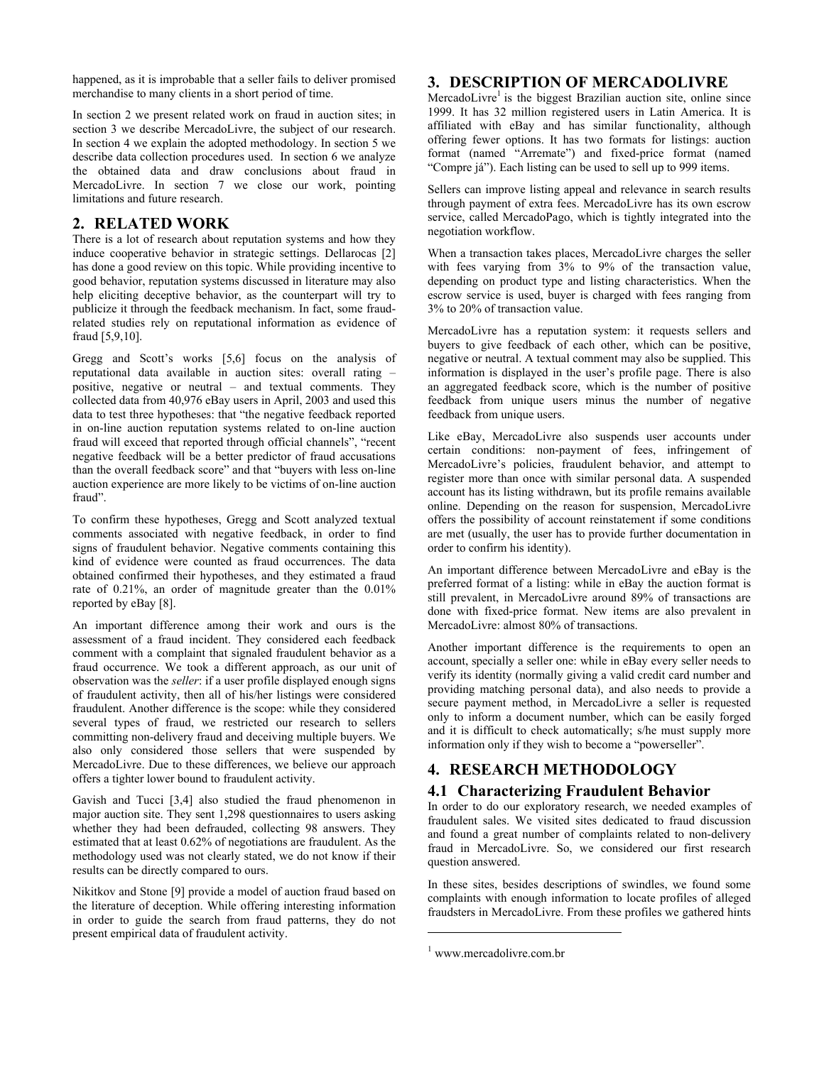happened, as it is improbable that a seller fails to deliver promised merchandise to many clients in a short period of time.

In section 2 we present related work on fraud in auction sites; in section 3 we describe MercadoLivre, the subject of our research. In section 4 we explain the adopted methodology. In section 5 we describe data collection procedures used. In section 6 we analyze the obtained data and draw conclusions about fraud in MercadoLivre. In section 7 we close our work, pointing limitations and future research.

## 2. RELATED WORK

There is a lot of research about reputation systems and how they induce cooperative behavior in strategic settings. Dellarocas [2] has done a good review on this topic. While providing incentive to good behavior, reputation systems discussed in literature may also help eliciting deceptive behavior, as the counterpart will try to publicize it through the feedback mechanism. In fact, some fraud-related studies rely on reputational information as evidence of fraud [5,9,10].

Gregg and Scott's works [5,6] focus on the analysis of reputational data available in auction sites: overall rating – positive, negative or neutral – and textual comments. They collected data from 40,976 eBay users in April, 2003 and used this data to test three hypotheses: that "the negative feedback reported in on-line auction reputation systems related to on-line auction fraud will exceed that reported through official channels", "recent negative feedback will be a better predictor of fraud accusations than the overall feedback score" and that "buyers with less on-line auction experience are more likely to be victims of on-line auction fraud".

To confirm these hypotheses, Gregg and Scott analyzed textual comments associated with negative feedback, in order to find signs of fraudulent behavior. Negative comments containing this kind of evidence were counted as fraud occurrences. The data obtained confirmed their hypotheses, and they estimated a fraud rate of 0.21%, an order of magnitude greater than the 0.01% reported by eBay [8].

An important difference among their work and ours is the assessment of a fraud incident. They considered each feedback comment with a complaint that signaled fraudulent behavior as a fraud occurrence. We took a different approach, as our unit of observation was the *seller*: if a user profile displayed enough signs of fraudulent activity, then all of his/her listings were considered fraudulent. Another difference is the scope: while they considered several types of fraud, we restricted our research to sellers committing non-delivery fraud and deceiving multiple buyers. We also only considered those sellers that were suspended by MercadoLivre. Due to these differences, we believe our approach offers a tighter lower bound to fraudulent activity.

Gavish and Tucci [3,4] also studied the fraud phenomenon in major auction site. They sent 1,298 questionnaires to users asking whether they had been defrauded, collecting 98 answers. They estimated that at least 0.62% of negotiations are fraudulent. As the methodology used was not clearly stated, we do not know if their results can be directly compared to ours.

Nikitkov and Stone [9] provide a model of auction fraud based on the literature of deception. While offering interesting information in order to guide the search from fraud patterns, they do not present empirical data of fraudulent activity.

## 3. DESCRIPTION OF MERCADOLIVRE

MercadoLivre[1] is the biggest Brazilian auction site, online since 1999. It has 32 million registered users in Latin America. It is affiliated with eBay and has similar functionality, although offering fewer options. It has two formats for listings: auction format (named "Arremate") and fixed-price format (named "Compre já"). Each listing can be used to sell up to 999 items.

Sellers can improve listing appeal and relevance in search results through payment of extra fees. MercadoLivre has its own escrow service, called MercadoPago, which is tightly integrated into the negotiation workflow.

When a transaction takes places, MercadoLivre charges the seller with fees varying from 3% to 9% of the transaction value, depending on product type and listing characteristics. When the escrow service is used, buyer is charged with fees ranging from 3% to 20% of transaction value.

MercadoLivre has a reputation system: it requests sellers and buyers to give feedback of each other, which can be positive, negative or neutral. A textual comment may also be supplied. This information is displayed in the user's profile page. There is also an aggregated feedback score, which is the number of positive feedback from unique users minus the number of negative feedback from unique users.

Like eBay, MercadoLivre also suspends user accounts under certain conditions: non-payment of fees, infringement of MercadoLivre's policies, fraudulent behavior, and attempt to register more than once with similar personal data. A suspended account has its listing withdrawn, but its profile remains available online. Depending on the reason for suspension, MercadoLivre offers the possibility of account reinstatement if some conditions are met (usually, the user has to provide further documentation in order to confirm his identity).

An important difference between MercadoLivre and eBay is the preferred format of a listing: while in eBay the auction format is still prevalent, in MercadoLivre around 89% of transactions are done with fixed-price format. New items are also prevalent in MercadoLivre: almost 80% of transactions.

Another important difference is the requirements to open an account, specially a seller one: while in eBay every seller needs to verify its identity (normally giving a valid credit card number and providing matching personal data), and also needs to provide a secure payment method, in MercadoLivre a seller is requested only to inform a document number, which can be easily forged and it is difficult to check automatically; s/he must supply more information only if they wish to become a "powerseller".

## 4. RESEARCH METHODOLOGY

### 4.1 Characterizing Fraudulent Behavior

In order to do our exploratory research, we needed examples of fraudulent sales. We visited sites dedicated to fraud discussion and found a great number of complaints related to non-delivery fraud in MercadoLivre. So, we considered our first research question answered.

In these sites, besides descriptions of swindles, we found some complaints with enough information to locate profiles of alleged fraudsters in MercadoLivre. From these profiles we gathered hints

[1] www.mercadolivre.com.br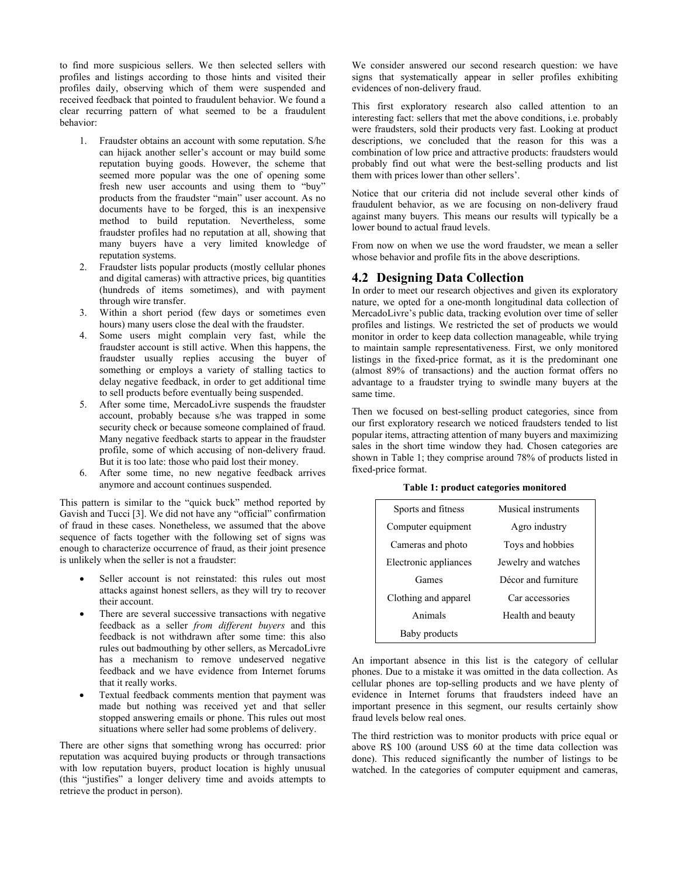to find more suspicious sellers. We then selected sellers with profiles and listings according to those hints and visited their profiles daily, observing which of them were suspended and received feedback that pointed to fraudulent behavior. We found a clear recurring pattern of what seemed to be a fraudulent behavior:

1. Fraudster obtains an account with some reputation. S/he can hijack another seller's account or may build some reputation buying goods. However, the scheme that seemed more popular was the one of opening some fresh new user accounts and using them to "buy" products from the fraudster "main" user account. As no documents have to be forged, this is an inexpensive method to build reputation. Nevertheless, some fraudster profiles had no reputation at all, showing that many buyers have a very limited knowledge of reputation systems.
2. Fraudster lists popular products (mostly cellular phones and digital cameras) with attractive prices, big quantities (hundreds of items sometimes), and with payment through wire transfer.
3. Within a short period (few days or sometimes even hours) many users close the deal with the fraudster.
4. Some users might complain very fast, while the fraudster account is still active. When this happens, the fraudster usually replies accusing the buyer of something or employs a variety of stalling tactics to delay negative feedback, in order to get additional time to sell products before eventually being suspended.
5. After some time, MercadoLivre suspends the fraudster account, probably because s/he was trapped in some security check or because someone complained of fraud. Many negative feedback starts to appear in the fraudster profile, some of which accusing of non-delivery fraud. But it is too late: those who paid lost their money.
6. After some time, no new negative feedback arrives anymore and account continues suspended.

This pattern is similar to the "quick buck" method reported by Gavish and Tucci [3]. We did not have any "official" confirmation of fraud in these cases. Nonetheless, we assumed that the above sequence of facts together with the following set of signs was enough to characterize occurrence of fraud, as their joint presence is unlikely when the seller is not a fraudster:

- Seller account is not reinstated: this rules out most attacks against honest sellers, as they will try to recover their account.
- There are several successive transactions with negative feedback as a seller *from different buyers* and this feedback is not withdrawn after some time: this also rules out badmouthing by other sellers, as MercadoLivre has a mechanism to remove undeserved negative feedback and we have evidence from Internet forums that it really works.
- Textual feedback comments mention that payment was made but nothing was received yet and that seller stopped answering emails or phone. This rules out most situations where seller had some problems of delivery.

There are other signs that something wrong has occurred: prior reputation was acquired buying products or through transactions with low reputation buyers, product location is highly unusual (this "justifies" a longer delivery time and avoids attempts to retrieve the product in person).

We consider answered our second research question: we have signs that systematically appear in seller profiles exhibiting evidences of non-delivery fraud.

This first exploratory research also called attention to an interesting fact: sellers that met the above conditions, i.e. probably were fraudsters, sold their products very fast. Looking at product descriptions, we concluded that the reason for this was a combination of low price and attractive products: fraudsters would probably find out what were the best-selling products and list them with prices lower than other sellers'.

Notice that our criteria did not include several other kinds of fraudulent behavior, as we are focusing on non-delivery fraud against many buyers. This means our results will typically be a lower bound to actual fraud levels.

From now on when we use the word fraudster, we mean a seller whose behavior and profile fits in the above descriptions.

## 4.2 Designing Data Collection

In order to meet our research objectives and given its exploratory nature, we opted for a one-month longitudinal data collection of MercadoLivre's public data, tracking evolution over time of seller profiles and listings. We restricted the set of products we would monitor in order to keep data collection manageable, while trying to maintain sample representativeness. First, we only monitored listings in the fixed-price format, as it is the predominant one (almost 89% of transactions) and the auction format offers no advantage to a fraudster trying to swindle many buyers at the same time.

Then we focused on best-selling product categories, since from our first exploratory research we noticed fraudsters tended to list popular items, attracting attention of many buyers and maximizing sales in the short time window they had. Chosen categories are shown in Table 1; they comprise around 78% of products listed in fixed-price format.

**Table 1: product categories monitored**

| | |
|---|---|
| Sports and fitness | Musical instruments |
| Computer equipment | Agro industry |
| Cameras and photo | Toys and hobbies |
| Electronic appliances | Jewelry and watches |
| Games | Décor and furniture |
| Clothing and apparel | Car accessories |
| Animals | Health and beauty |
| Baby products | |

An important absence in this list is the category of cellular phones. Due to a mistake it was omitted in the data collection. As cellular phones are top-selling products and we have plenty of evidence in Internet forums that fraudsters indeed have an important presence in this segment, our results certainly show fraud levels below real ones.

The third restriction was to monitor products with price equal or above R$ 100 (around US$ 60 at the time data collection was done). This reduced significantly the number of listings to be watched. In the categories of computer equipment and cameras,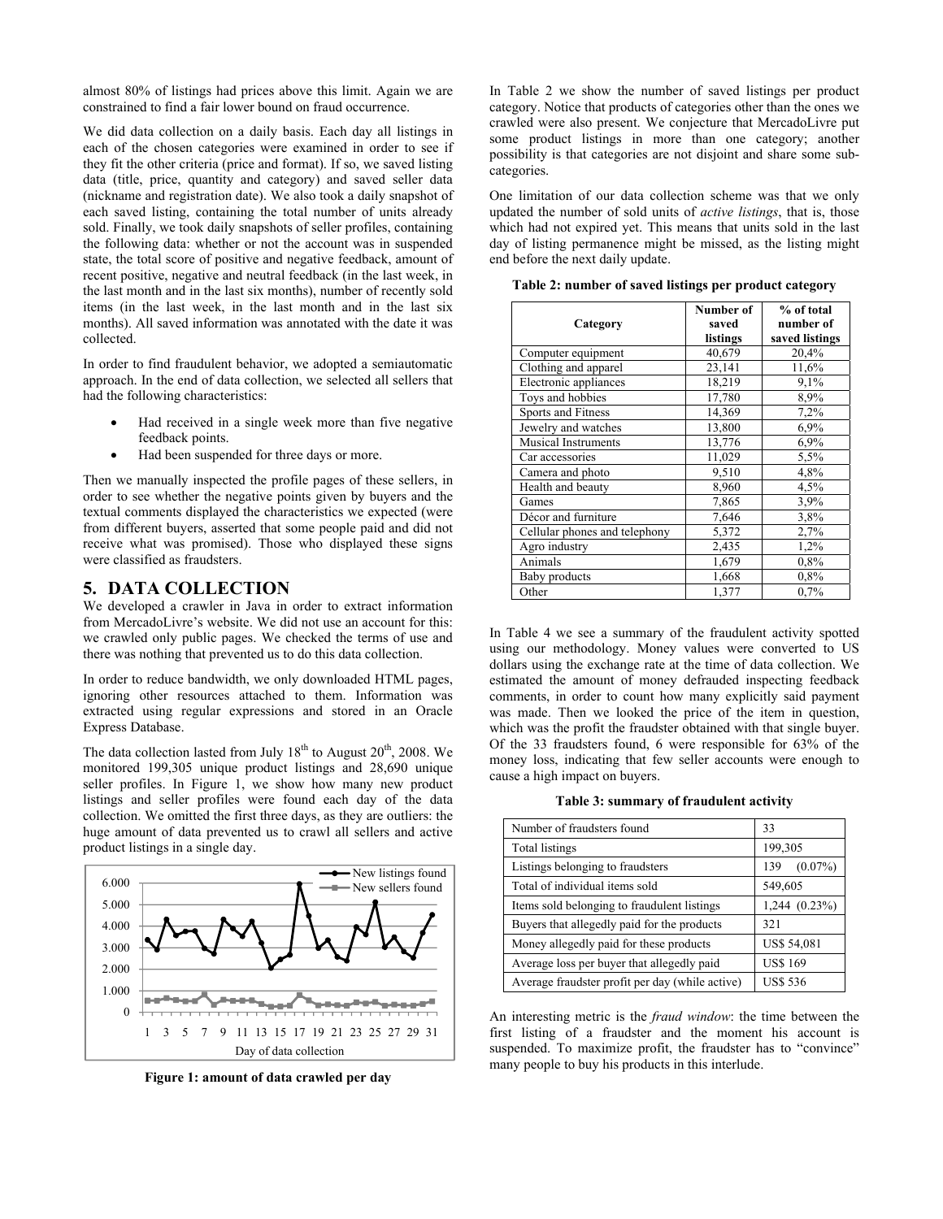almost 80% of listings had prices above this limit. Again we are constrained to find a fair lower bound on fraud occurrence.

We did data collection on a daily basis. Each day all listings in each of the chosen categories were examined in order to see if they fit the other criteria (price and format). If so, we saved listing data (title, price, quantity and category) and saved seller data (nickname and registration date). We also took a daily snapshot of each saved listing, containing the total number of units already sold. Finally, we took daily snapshots of seller profiles, containing the following data: whether or not the account was in suspended state, the total score of positive and negative feedback, amount of recent positive, negative and neutral feedback (in the last week, in the last month and in the last six months), number of recently sold items (in the last week, in the last month and in the last six months). All saved information was annotated with the date it was collected.

In order to find fraudulent behavior, we adopted a semiautomatic approach. In the end of data collection, we selected all sellers that had the following characteristics:

- Had received in a single week more than five negative feedback points.
- Had been suspended for three days or more.

Then we manually inspected the profile pages of these sellers, in order to see whether the negative points given by buyers and the textual comments displayed the characteristics we expected (were from different buyers, asserted that some people paid and did not receive what was promised). Those who displayed these signs were classified as fraudsters.

## 5. DATA COLLECTION

We developed a crawler in Java in order to extract information from MercadoLivre's website. We did not use an account for this: we crawled only public pages. We checked the terms of use and there was nothing that prevented us to do this data collection.

In order to reduce bandwidth, we only downloaded HTML pages, ignoring other resources attached to them. Information was extracted using regular expressions and stored in an Oracle Express Database.

The data collection lasted from July 18th to August 20th, 2008. We monitored 199,305 unique product listings and 28,690 unique seller profiles. In Figure 1, we show how many new product listings and seller profiles were found each day of the data collection. We omitted the first three days, as they are outliers: the huge amount of data prevented us to crawl all sellers and active product listings in a single day.

Figure 1: amount of data crawled per day

In Table 2 we show the number of saved listings per product category. Notice that products of categories other than the ones we crawled were also present. We conjecture that MercadoLivre put some product listings in more than one category; another possibility is that categories are not disjoint and share some sub-categories.

One limitation of our data collection scheme was that we only updated the number of sold units of *active listings*, that is, those which had not expired yet. This means that units sold in the last day of listing permanence might be missed, as the listing might end before the next daily update.

**Table 2: number of saved listings per product category**

| Category | Number of saved listings | % of total number of saved listings |
|---|---|---|
| Computer equipment | 40,679 | 20,4% |
| Clothing and apparel | 23,141 | 11,6% |
| Electronic appliances | 18,219 | 9,1% |
| Toys and hobbies | 17,780 | 8,9% |
| Sports and Fitness | 14,369 | 7,2% |
| Jewelry and watches | 13,800 | 6,9% |
| Musical Instruments | 13,776 | 6,9% |
| Car accessories | 11,029 | 5,5% |
| Camera and photo | 9,510 | 4,8% |
| Health and beauty | 8,960 | 4,5% |
| Games | 7,865 | 3,9% |
| Décor and furniture | 7,646 | 3,8% |
| Cellular phones and telephony | 5,372 | 2,7% |
| Agro industry | 2,435 | 1,2% |
| Animals | 1,679 | 0,8% |
| Baby products | 1,668 | 0,8% |
| Other | 1,377 | 0,7% |

In Table 4 we see a summary of the fraudulent activity spotted using our methodology. Money values were converted to US dollars using the exchange rate at the time of data collection. We estimated the amount of money defrauded inspecting feedback comments, in order to count how many explicitly said payment was made. Then we looked the price of the item in question, which was the profit the fraudster obtained with that single buyer. Of the 33 fraudsters found, 6 were responsible for 63% of the money loss, indicating that few seller accounts were enough to cause a high impact on buyers.

**Table 3: summary of fraudulent activity**

| | |
|---|---|
| Number of fraudsters found | 33 |
| Total listings | 199,305 |
| Listings belonging to fraudsters | 139 (0.07%) |
| Total of individual items sold | 549,605 |
| Items sold belonging to fraudulent listings | 1,244 (0.23%) |
| Buyers that allegedly paid for the products | 321 |
| Money allegedly paid for these products | US$ 54,081 |
| Average loss per buyer that allegedly paid | US$ 169 |
| Average fraudster profit per day (while active) | US$ 536 |

An interesting metric is the *fraud window*: the time between the first listing of a fraudster and the moment his account is suspended. To maximize profit, the fraudster has to "convince" many people to buy his products in this interlude.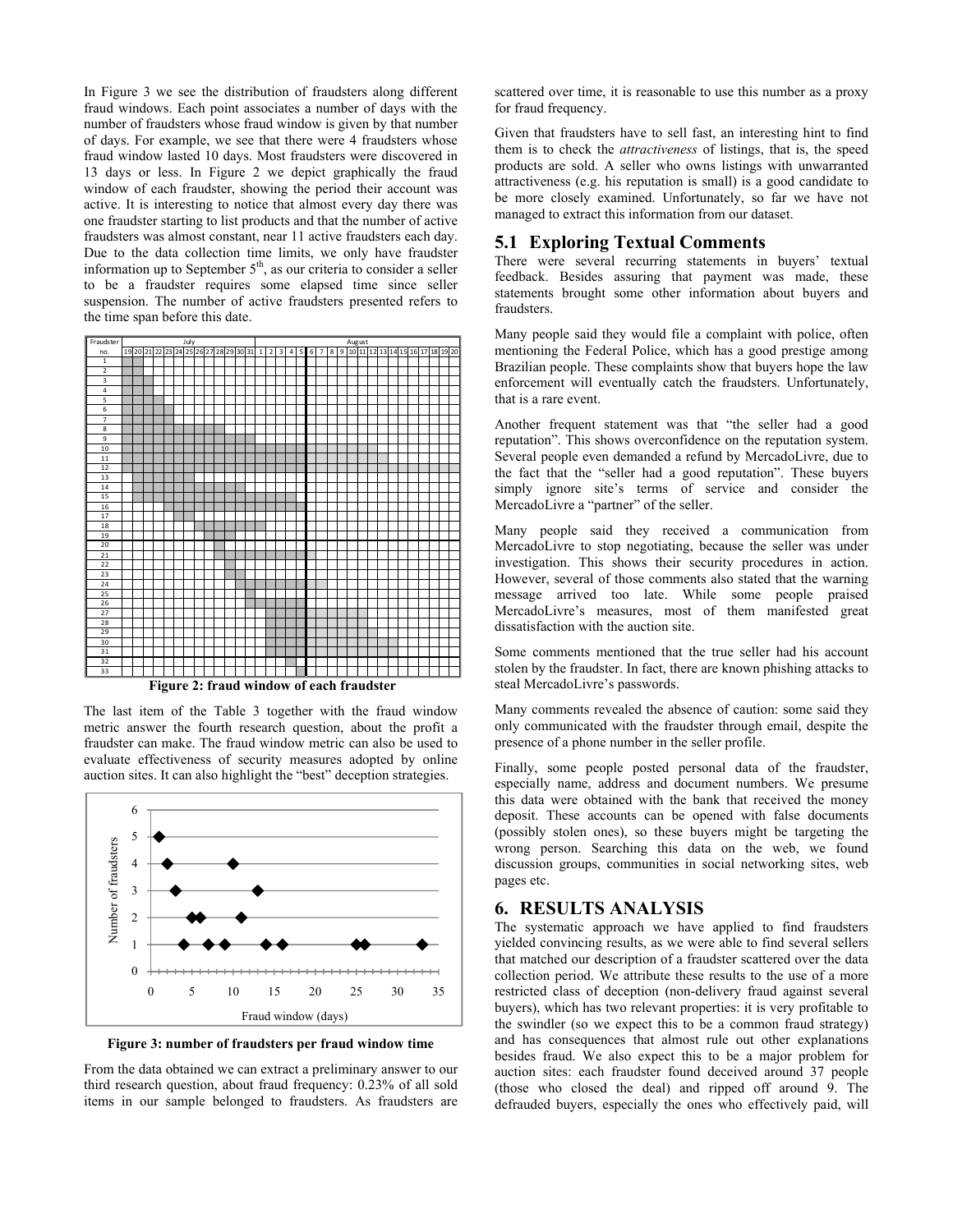In Figure 3 we see the distribution of fraudsters along different fraud windows. Each point associates a number of days with the number of fraudsters whose fraud window is given by that number of days. For example, we see that there were 4 fraudsters whose fraud window lasted 10 days. Most fraudsters were discovered in 13 days or less. In Figure 2 we depict graphically the fraud window of each fraudster, showing the period their account was active. It is interesting to notice that almost every day there was one fraudster starting to list products and that the number of active fraudsters was almost constant, near 11 active fraudsters each day. Due to the data collection time limits, we only have fraudster information up to September 5th, as our criteria to consider a seller to be a fraudster requires some elapsed time since seller suspension. The number of active fraudsters presented refers to the time span before this date.

**Figure 2: fraud window of each fraudster**

The last item of the Table 3 together with the fraud window metric answer the fourth research question, about the profit a fraudster can make. The fraud window metric can also be used to evaluate effectiveness of security measures adopted by online auction sites. It can also highlight the "best" deception strategies.

**Figure 3: number of fraudsters per fraud window time**

From the data obtained we can extract a preliminary answer to our third research question, about fraud frequency: 0.23% of all sold items in our sample belonged to fraudsters. As fraudsters are scattered over time, it is reasonable to use this number as a proxy for fraud frequency.

Given that fraudsters have to sell fast, an interesting hint to find them is to check the *attractiveness* of listings, that is, the speed products are sold. A seller who owns listings with unwarranted attractiveness (e.g. his reputation is small) is a good candidate to be more closely examined. Unfortunately, so far we have not managed to extract this information from our dataset.

## 5.1 Exploring Textual Comments

There were several recurring statements in buyers' textual feedback. Besides assuring that payment was made, these statements brought some other information about buyers and fraudsters.

Many people said they would file a complaint with police, often mentioning the Federal Police, which has a good prestige among Brazilian people. These complaints show that buyers hope the law enforcement will eventually catch the fraudsters. Unfortunately, that is a rare event.

Another frequent statement was that "the seller had a good reputation". This shows overconfidence on the reputation system. Several people even demanded a refund by MercadoLivre, due to the fact that the "seller had a good reputation". These buyers simply ignore site's terms of service and consider the MercadoLivre a "partner" of the seller.

Many people said they received a communication from MercadoLivre to stop negotiating, because the seller was under investigation. This shows their security procedures in action. However, several of those comments also stated that the warning message arrived too late. While some people praised MercadoLivre's measures, most of them manifested great dissatisfaction with the auction site.

Some comments mentioned that the true seller had his account stolen by the fraudster. In fact, there are known phishing attacks to steal MercadoLivre's passwords.

Many comments revealed the absence of caution: some said they only communicated with the fraudster through email, despite the presence of a phone number in the seller profile.

Finally, some people posted personal data of the fraudster, especially name, address and document numbers. We presume this data were obtained with the bank that received the money deposit. These accounts can be opened with false documents (possibly stolen ones), so these buyers might be targeting the wrong person. Searching this data on the web, we found discussion groups, communities in social networking sites, web pages etc.

# 6. RESULTS ANALYSIS

The systematic approach we have applied to find fraudsters yielded convincing results, as we were able to find several sellers that matched our description of a fraudster scattered over the data collection period. We attribute these results to the use of a more restricted class of deception (non-delivery fraud against several buyers), which has two relevant properties: it is very profitable to the swindler (so we expect this to be a common fraud strategy) and has consequences that almost rule out other explanations besides fraud. We also expect this to be a major problem for auction sites: each fraudster found deceived around 37 people (those who closed the deal) and ripped off around 9. The defrauded buyers, especially the ones who effectively paid, will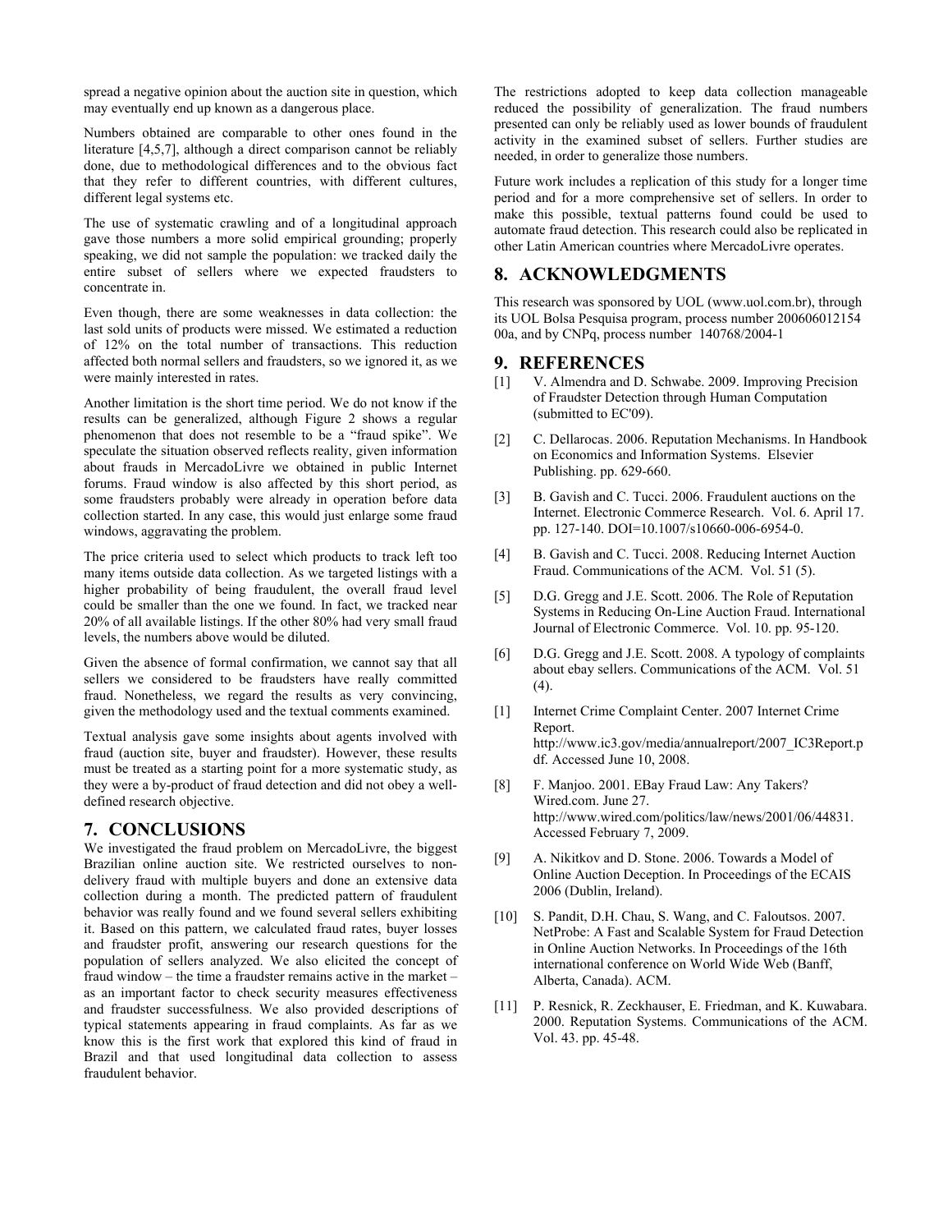spread a negative opinion about the auction site in question, which may eventually end up known as a dangerous place.

Numbers obtained are comparable to other ones found in the literature [4,5,7], although a direct comparison cannot be reliably done, due to methodological differences and to the obvious fact that they refer to different countries, with different cultures, different legal systems etc.

The use of systematic crawling and of a longitudinal approach gave those numbers a more solid empirical grounding; properly speaking, we did not sample the population: we tracked daily the entire subset of sellers where we expected fraudsters to concentrate in.

Even though, there are some weaknesses in data collection: the last sold units of products were missed. We estimated a reduction of 12% on the total number of transactions. This reduction affected both normal sellers and fraudsters, so we ignored it, as we were mainly interested in rates.

Another limitation is the short time period. We do not know if the results can be generalized, although Figure 2 shows a regular phenomenon that does not resemble to be a "fraud spike". We speculate the situation observed reflects reality, given information about frauds in MercadoLivre we obtained in public Internet forums. Fraud window is also affected by this short period, as some fraudsters probably were already in operation before data collection started. In any case, this would just enlarge some fraud windows, aggravating the problem.

The price criteria used to select which products to track left too many items outside data collection. As we targeted listings with a higher probability of being fraudulent, the overall fraud level could be smaller than the one we found. In fact, we tracked near 20% of all available listings. If the other 80% had very small fraud levels, the numbers above would be diluted.

Given the absence of formal confirmation, we cannot say that all sellers we considered to be fraudsters have really committed fraud. Nonetheless, we regard the results as very convincing, given the methodology used and the textual comments examined.

Textual analysis gave some insights about agents involved with fraud (auction site, buyer and fraudster). However, these results must be treated as a starting point for a more systematic study, as they were a by-product of fraud detection and did not obey a well-defined research objective.

## 7. CONCLUSIONS

We investigated the fraud problem on MercadoLivre, the biggest Brazilian online auction site. We restricted ourselves to non-delivery fraud with multiple buyers and done an extensive data collection during a month. The predicted pattern of fraudulent behavior was really found and we found several sellers exhibiting it. Based on this pattern, we calculated fraud rates, buyer losses and fraudster profit, answering our research questions for the population of sellers analyzed. We also elicited the concept of fraud window – the time a fraudster remains active in the market – as an important factor to check security measures effectiveness and fraudster successfulness. We also provided descriptions of typical statements appearing in fraud complaints. As far as we know this is the first work that explored this kind of fraud in Brazil and that used longitudinal data collection to assess fraudulent behavior.

The restrictions adopted to keep data collection manageable reduced the possibility of generalization. The fraud numbers presented can only be reliably used as lower bounds of fraudulent activity in the examined subset of sellers. Further studies are needed, in order to generalize those numbers.

Future work includes a replication of this study for a longer time period and for a more comprehensive set of sellers. In order to make this possible, textual patterns found could be used to automate fraud detection. This research could also be replicated in other Latin American countries where MercadoLivre operates.

## 8. ACKNOWLEDGMENTS

This research was sponsored by UOL (www.uol.com.br), through its UOL Bolsa Pesquisa program, process number 200606012154 00a, and by CNPq, process number 140768/2004-1

## 9. REFERENCES

[1] V. Almendra and D. Schwabe. 2009. Improving Precision of Fraudster Detection through Human Computation (submitted to EC'09).

[2] C. Dellarocas. 2006. Reputation Mechanisms. In Handbook on Economics and Information Systems. Elsevier Publishing. pp. 629-660.

[3] B. Gavish and C. Tucci. 2006. Fraudulent auctions on the Internet. Electronic Commerce Research. Vol. 6. April 17. pp. 127-140. DOI=10.1007/s10660-006-6954-0.

[4] B. Gavish and C. Tucci. 2008. Reducing Internet Auction Fraud. Communications of the ACM. Vol. 51 (5).

[5] D.G. Gregg and J.E. Scott. 2006. The Role of Reputation Systems in Reducing On-Line Auction Fraud. International Journal of Electronic Commerce. Vol. 10. pp. 95-120.

[6] D.G. Gregg and J.E. Scott. 2008. A typology of complaints about ebay sellers. Communications of the ACM. Vol. 51 (4).

[1] Internet Crime Complaint Center. 2007 Internet Crime Report. http://www.ic3.gov/media/annualreport/2007_IC3Report.pdf. Accessed June 10, 2008.

[8] F. Manjoo. 2001. EBay Fraud Law: Any Takers? Wired.com. June 27. http://www.wired.com/politics/law/news/2001/06/44831. Accessed February 7, 2009.

[9] A. Nikitkov and D. Stone. 2006. Towards a Model of Online Auction Deception. In Proceedings of the ECAIS 2006 (Dublin, Ireland).

[10] S. Pandit, D.H. Chau, S. Wang, and C. Faloutsos. 2007. NetProbe: A Fast and Scalable System for Fraud Detection in Online Auction Networks. In Proceedings of the 16th international conference on World Wide Web (Banff, Alberta, Canada). ACM.

[11] P. Resnick, R. Zeckhauser, E. Friedman, and K. Kuwabara. 2000. Reputation Systems. Communications of the ACM. Vol. 43. pp. 45-48.